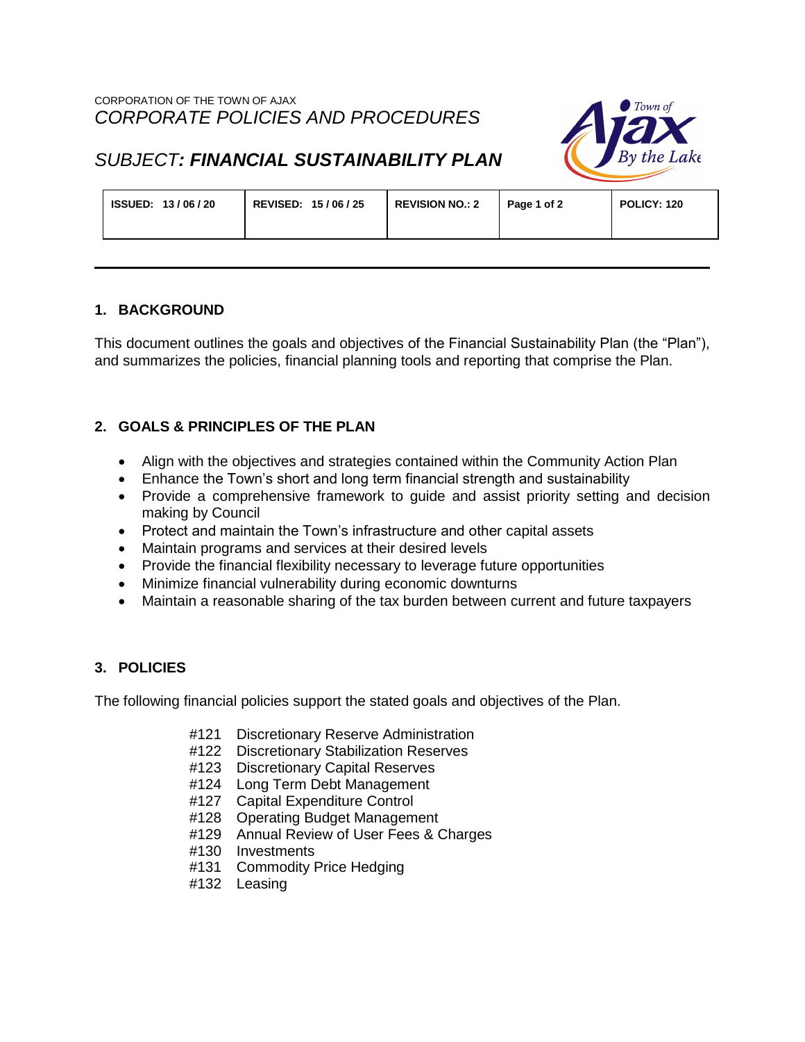CORPORATION OF THE TOWN OF AJAX

*CORPORATE POLICIES AND PROCEDURES*

# *SUBJECT: **FINANCIAL SUSTAINABILITY PLAN***

| ISSUED: 13 / 06 / 20 | REVISED: 15 / 06 / 25 | REVISION NO.: 2 | Page 1 of 2 | POLICY: 120 |
|---|---|---|---|---|

## 1. BACKGROUND

This document outlines the goals and objectives of the Financial Sustainability Plan (the "Plan"), and summarizes the policies, financial planning tools and reporting that comprise the Plan.

## 2. GOALS & PRINCIPLES OF THE PLAN

- Align with the objectives and strategies contained within the Community Action Plan
- Enhance the Town's short and long term financial strength and sustainability
- Provide a comprehensive framework to guide and assist priority setting and decision making by Council
- Protect and maintain the Town's infrastructure and other capital assets
- Maintain programs and services at their desired levels
- Provide the financial flexibility necessary to leverage future opportunities
- Minimize financial vulnerability during economic downturns
- Maintain a reasonable sharing of the tax burden between current and future taxpayers

## 3. POLICIES

The following financial policies support the stated goals and objectives of the Plan.

#121 Discretionary Reserve Administration
#122 Discretionary Stabilization Reserves
#123 Discretionary Capital Reserves
#124 Long Term Debt Management
#127 Capital Expenditure Control
#128 Operating Budget Management
#129 Annual Review of User Fees & Charges
#130 Investments
#131 Commodity Price Hedging
#132 Leasing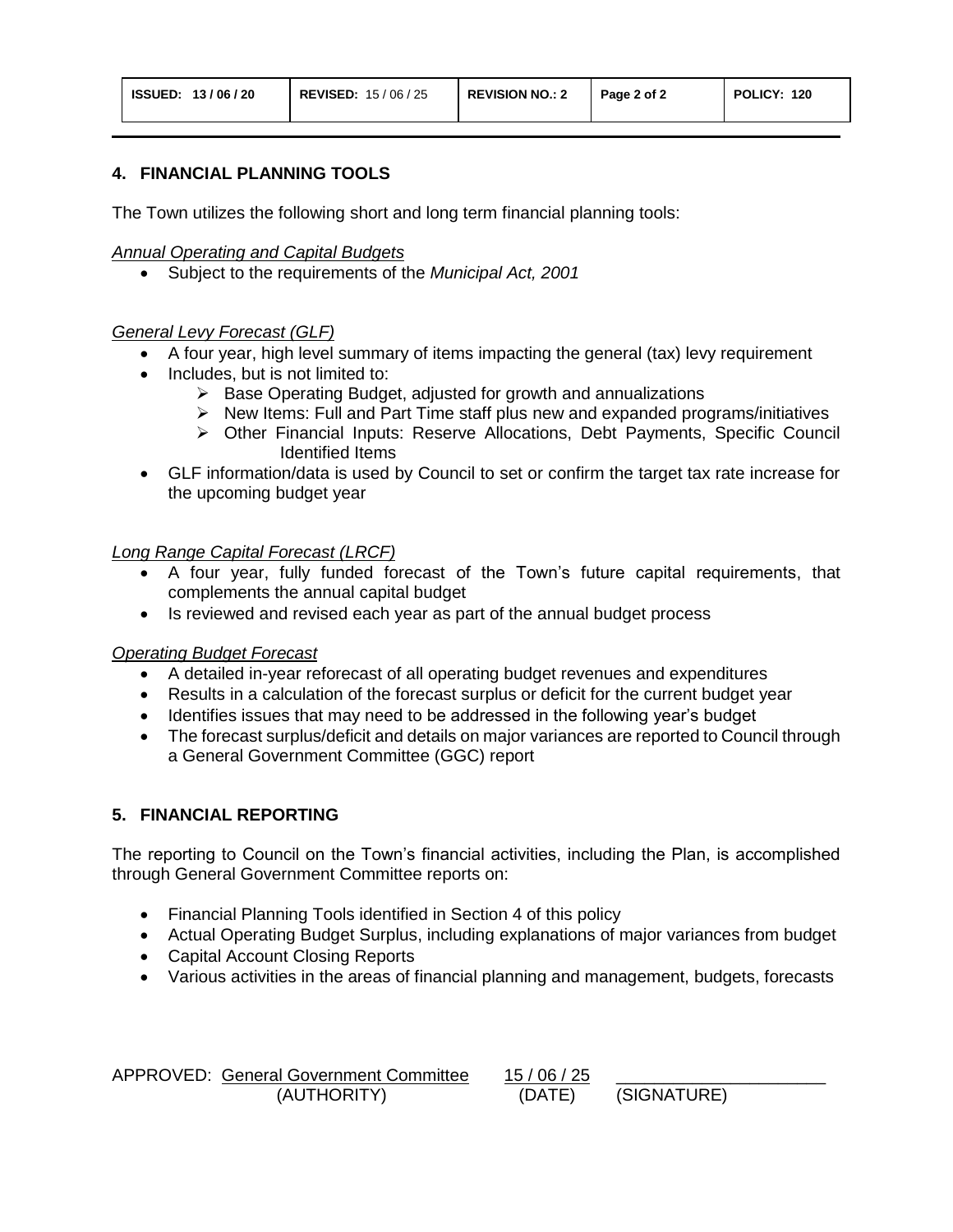## 4. FINANCIAL PLANNING TOOLS

The Town utilizes the following short and long term financial planning tools:

*Annual Operating and Capital Budgets*

- Subject to the requirements of the *Municipal Act, 2001*

*General Levy Forecast (GLF)*

- A four year, high level summary of items impacting the general (tax) levy requirement
- Includes, but is not limited to:
  - Base Operating Budget, adjusted for growth and annualizations
  - New Items: Full and Part Time staff plus new and expanded programs/initiatives
  - Other Financial Inputs: Reserve Allocations, Debt Payments, Specific Council Identified Items
- GLF information/data is used by Council to set or confirm the target tax rate increase for the upcoming budget year

*Long Range Capital Forecast (LRCF)*

- A four year, fully funded forecast of the Town's future capital requirements, that complements the annual capital budget
- Is reviewed and revised each year as part of the annual budget process

*Operating Budget Forecast*

- A detailed in-year reforecast of all operating budget revenues and expenditures
- Results in a calculation of the forecast surplus or deficit for the current budget year
- Identifies issues that may need to be addressed in the following year's budget
- The forecast surplus/deficit and details on major variances are reported to Council through a General Government Committee (GGC) report

## 5. FINANCIAL REPORTING

The reporting to Council on the Town's financial activities, including the Plan, is accomplished through General Government Committee reports on:

- Financial Planning Tools identified in Section 4 of this policy
- Actual Operating Budget Surplus, including explanations of major variances from budget
- Capital Account Closing Reports
- Various activities in the areas of financial planning and management, budgets, forecasts

APPROVED: General Government Committee (AUTHORITY) 15 / 06 / 25 (DATE) ______________________ (SIGNATURE)